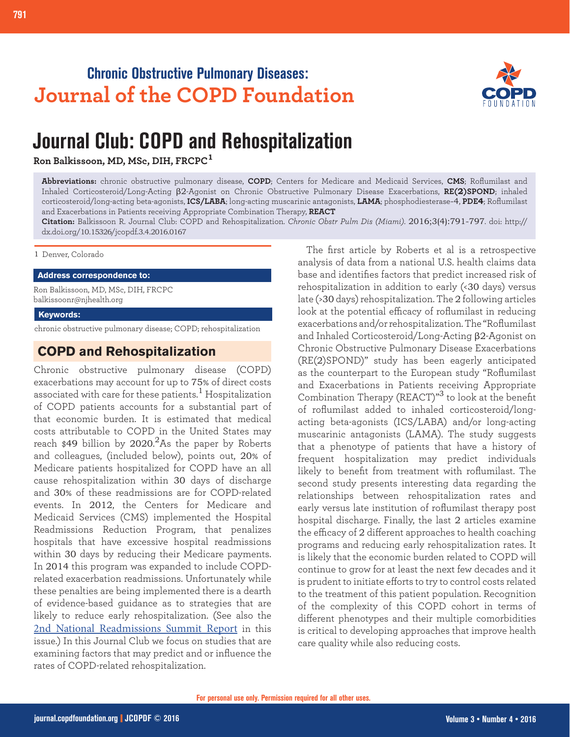Chronic Obstructive Pulmonary Diseases:
Journal of the COPD Foundation

# Journal Club: COPD and Rehospitalization

**Ron Balkissoon, MD, MSc, DIH, FRCPC**[1]

**Abbreviations:** chronic obstructive pulmonary disease, **COPD**; Centers for Medicare and Medicaid Services, **CMS**; Roflumilast and Inhaled Corticosteroid/Long-Acting β2-Agonist on Chronic Obstructive Pulmonary Disease Exacerbations, **RE(2)SPOND**; inhaled corticosteroid/long-acting beta-agonists, **ICS/LABA**; long-acting muscarinic antagonists, **LAMA**; phosphodiesterase-4, **PDE4**; Roflumilast and Exacerbations in Patients receiving Appropriate Combination Therapy, **REACT**

**Citation:** Balkissoon R. Journal Club: COPD and Rehospitalization. *Chronic Obstr Pulm Dis (Miami)*. 2016;3(4):791-797. doi: http://dx.doi.org/10.15326/jcopdf.3.4.2016.0167

1 Denver, Colorado

**Address correspondence to:**

Ron Balkissoon, MD, MSc, DIH, FRCPC
balkissoonr@njhealth.org

**Keywords:**

chronic obstructive pulmonary disease; COPD; rehospitalization

## COPD and Rehospitalization

Chronic obstructive pulmonary disease (COPD) exacerbations may account for up to 75% of direct costs associated with care for these patients.[1] Hospitalization of COPD patients accounts for a substantial part of that economic burden. It is estimated that medical costs attributable to COPD in the United States may reach $49 billion by 2020.[2] As the paper by Roberts and colleagues, (included below), points out, 20% of Medicare patients hospitalized for COPD have an all cause rehospitalization within 30 days of discharge and 30% of these readmissions are for COPD-related events. In 2012, the Centers for Medicare and Medicaid Services (CMS) implemented the Hospital Readmissions Reduction Program, that penalizes hospitals that have excessive hospital readmissions within 30 days by reducing their Medicare payments. In 2014 this program was expanded to include COPD-related exacerbation readmissions. Unfortunately while these penalties are being implemented there is a dearth of evidence-based guidance as to strategies that are likely to reduce early rehospitalization. (See also the 2nd National Readmissions Summit Report in this issue.) In this Journal Club we focus on studies that are examining factors that may predict and or influence the rates of COPD-related rehospitalization.

The first article by Roberts et al is a retrospective analysis of data from a national U.S. health claims data base and identifies factors that predict increased risk of rehospitalization in addition to early (<30 days) versus late (>30 days) rehospitalization. The 2 following articles look at the potential efficacy of roflumilast in reducing exacerbations and/or rehospitalization. The "Roflumilast and Inhaled Corticosteroid/Long-Acting β2-Agonist on Chronic Obstructive Pulmonary Disease Exacerbations (RE(2)SPOND)" study has been eagerly anticipated as the counterpart to the European study "Roflumilast and Exacerbations in Patients receiving Appropriate Combination Therapy (REACT)"[3] to look at the benefit of roflumilast added to inhaled corticosteroid/long-acting beta-agonists (ICS/LABA) and/or long-acting muscarinic antagonists (LAMA). The study suggests that a phenotype of patients that have a history of frequent hospitalization may predict individuals likely to benefit from treatment with roflumilast. The second study presents interesting data regarding the relationships between rehospitalization rates and early versus late institution of roflumilast therapy post hospital discharge. Finally, the last 2 articles examine the efficacy of 2 different approaches to health coaching programs and reducing early rehospitalization rates. It is likely that the economic burden related to COPD will continue to grow for at least the next few decades and it is prudent to initiate efforts to try to control costs related to the treatment of this patient population. Recognition of the complexity of this COPD cohort in terms of different phenotypes and their multiple comorbidities is critical to developing approaches that improve health care quality while also reducing costs.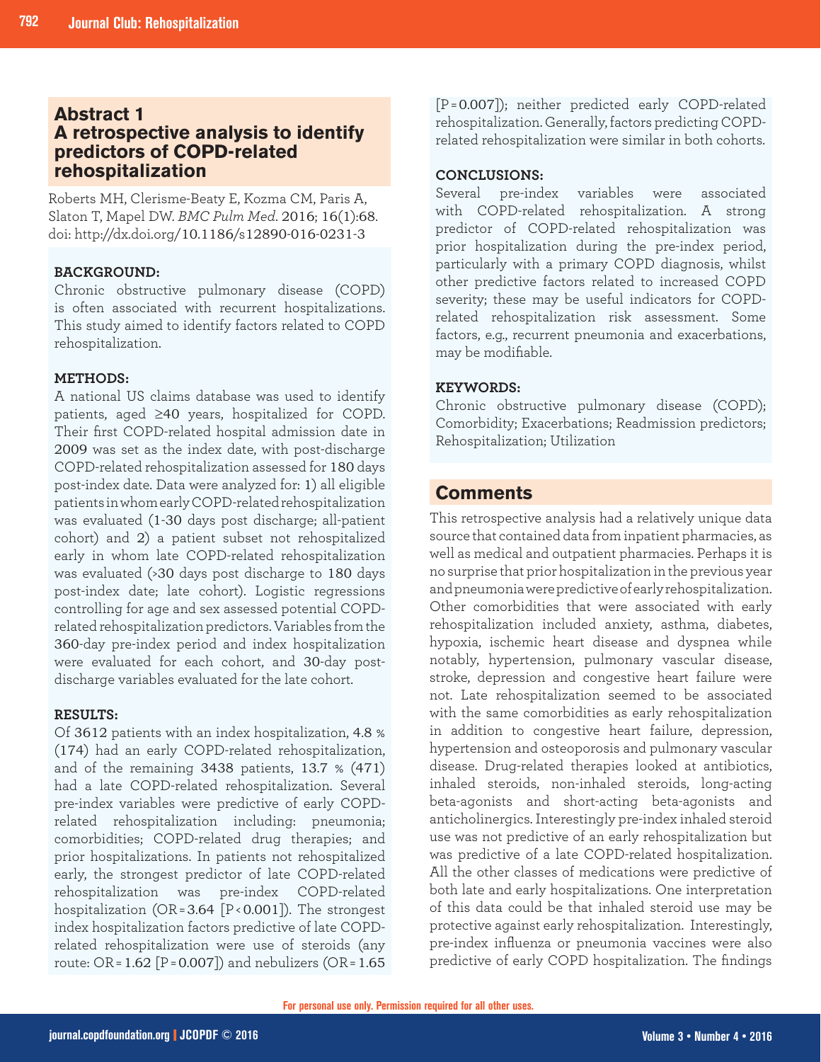## Abstract 1
## A retrospective analysis to identify predictors of COPD-related rehospitalization

Roberts MH, Clerisme-Beaty E, Kozma CM, Paris A, Slaton T, Mapel DW. *BMC Pulm Med*. 2016; 16(1):68. doi: http://dx.doi.org/10.1186/s12890-016-0231-3

**BACKGROUND:**
Chronic obstructive pulmonary disease (COPD) is often associated with recurrent hospitalizations. This study aimed to identify factors related to COPD rehospitalization.

**METHODS:**
A national US claims database was used to identify patients, aged ≥40 years, hospitalized for COPD. Their first COPD-related hospital admission date in 2009 was set as the index date, with post-discharge COPD-related rehospitalization assessed for 180 days post-index date. Data were analyzed for: 1) all eligible patients in whom early COPD-related rehospitalization was evaluated (1-30 days post discharge; all-patient cohort) and 2) a patient subset not rehospitalized early in whom late COPD-related rehospitalization was evaluated (>30 days post discharge to 180 days post-index date; late cohort). Logistic regressions controlling for age and sex assessed potential COPD-related rehospitalization predictors. Variables from the 360-day pre-index period and index hospitalization were evaluated for each cohort, and 30-day post-discharge variables evaluated for the late cohort.

**RESULTS:**
Of 3612 patients with an index hospitalization, 4.8 % (174) had an early COPD-related rehospitalization, and of the remaining 3438 patients, 13.7 % (471) had a late COPD-related rehospitalization. Several pre-index variables were predictive of early COPD-related rehospitalization including: pneumonia; comorbidities; COPD-related drug therapies; and prior hospitalizations. In patients not rehospitalized early, the strongest predictor of late COPD-related rehospitalization was pre-index COPD-related hospitalization (OR = 3.64 [$P < 0.001$]). The strongest index hospitalization factors predictive of late COPD-related rehospitalization were use of steroids (any route: OR = 1.62 [$P = 0.007$]) and nebulizers (OR = 1.65 [$P = 0.007$]); neither predicted early COPD-related rehospitalization. Generally, factors predicting COPD-related rehospitalization were similar in both cohorts.

**CONCLUSIONS:**
Several pre-index variables were associated with COPD-related rehospitalization. A strong predictor of COPD-related rehospitalization was prior hospitalization during the pre-index period, particularly with a primary COPD diagnosis, whilst other predictive factors related to increased COPD severity; these may be useful indicators for COPD-related rehospitalization risk assessment. Some factors, e.g., recurrent pneumonia and exacerbations, may be modifiable.

**KEYWORDS:**
Chronic obstructive pulmonary disease (COPD); Comorbidity; Exacerbations; Readmission predictors; Rehospitalization; Utilization

## Comments

This retrospective analysis had a relatively unique data source that contained data from inpatient pharmacies, as well as medical and outpatient pharmacies. Perhaps it is no surprise that prior hospitalization in the previous year and pneumonia were predictive of early rehospitalization. Other comorbidities that were associated with early rehospitalization included anxiety, asthma, diabetes, hypoxia, ischemic heart disease and dyspnea while notably, hypertension, pulmonary vascular disease, stroke, depression and congestive heart failure were not. Late rehospitalization seemed to be associated with the same comorbidities as early rehospitalization in addition to congestive heart failure, depression, hypertension and osteoporosis and pulmonary vascular disease. Drug-related therapies looked at antibiotics, inhaled steroids, non-inhaled steroids, long-acting beta-agonists and short-acting beta-agonists and anticholinergics. Interestingly pre-index inhaled steroid use was not predictive of an early rehospitalization but was predictive of a late COPD-related hospitalization. All the other classes of medications were predictive of both late and early hospitalizations. One interpretation of this data could be that inhaled steroid use may be protective against early rehospitalization. Interestingly, pre-index influenza or pneumonia vaccines were also predictive of early COPD hospitalization. The findings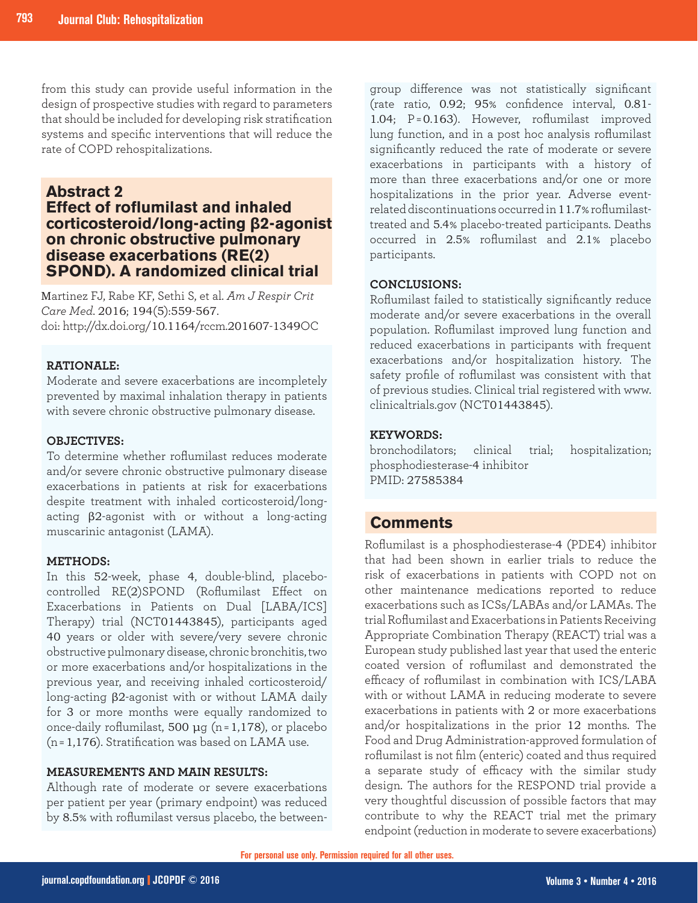from this study can provide useful information in the design of prospective studies with regard to parameters that should be included for developing risk stratification systems and specific interventions that will reduce the rate of COPD rehospitalizations.

## Abstract 2
## Effect of roflumilast and inhaled corticosteroid/long-acting β2-agonist on chronic obstructive pulmonary disease exacerbations (RE(2)SPOND). A randomized clinical trial

Martinez FJ, Rabe KF, Sethi S, et al. *Am J Respir Crit Care Med*. 2016; 194(5):559-567.
doi: http://dx.doi.org/10.1164/rccm.201607-1349OC

**RATIONALE:**
Moderate and severe exacerbations are incompletely prevented by maximal inhalation therapy in patients with severe chronic obstructive pulmonary disease.

**OBJECTIVES:**
To determine whether roflumilast reduces moderate and/or severe chronic obstructive pulmonary disease exacerbations in patients at risk for exacerbations despite treatment with inhaled corticosteroid/long-acting β2-agonist with or without a long-acting muscarinic antagonist (LAMA).

**METHODS:**
In this 52-week, phase 4, double-blind, placebo-controlled RE(2)SPOND (Roflumilast Effect on Exacerbations in Patients on Dual [LABA/ICS] Therapy) trial (NCT01443845), participants aged 40 years or older with severe/very severe chronic obstructive pulmonary disease, chronic bronchitis, two or more exacerbations and/or hospitalizations in the previous year, and receiving inhaled corticosteroid/long-acting β2-agonist with or without LAMA daily for 3 or more months were equally randomized to once-daily roflumilast, 500 µg (n = 1,178), or placebo (n = 1,176). Stratification was based on LAMA use.

**MEASUREMENTS AND MAIN RESULTS:**
Although rate of moderate or severe exacerbations per patient per year (primary endpoint) was reduced by 8.5% with roflumilast versus placebo, the between-group difference was not statistically significant (rate ratio, 0.92; 95% confidence interval, 0.81-1.04; P = 0.163). However, roflumilast improved lung function, and in a post hoc analysis roflumilast significantly reduced the rate of moderate or severe exacerbations in participants with a history of more than three exacerbations and/or one or more hospitalizations in the prior year. Adverse event-related discontinuations occurred in 11.7% roflumilast-treated and 5.4% placebo-treated participants. Deaths occurred in 2.5% roflumilast and 2.1% placebo participants.

**CONCLUSIONS:**
Roflumilast failed to statistically significantly reduce moderate and/or severe exacerbations in the overall population. Roflumilast improved lung function and reduced exacerbations in participants with frequent exacerbations and/or hospitalization history. The safety profile of roflumilast was consistent with that of previous studies. Clinical trial registered with www.clinicaltrials.gov (NCT01443845).

**KEYWORDS:**
bronchodilators; clinical trial; hospitalization; phosphodiesterase-4 inhibitor
PMID: 27585384

## Comments

Roflumilast is a phosphodiesterase-4 (PDE4) inhibitor that had been shown in earlier trials to reduce the risk of exacerbations in patients with COPD not on other maintenance medications reported to reduce exacerbations such as ICSs/LABAs and/or LAMAs. The trial Roflumilast and Exacerbations in Patients Receiving Appropriate Combination Therapy (REACT) trial was a European study published last year that used the enteric coated version of roflumilast and demonstrated the efficacy of roflumilast in combination with ICS/LABA with or without LAMA in reducing moderate to severe exacerbations in patients with 2 or more exacerbations and/or hospitalizations in the prior 12 months. The Food and Drug Administration-approved formulation of roflumilast is not film (enteric) coated and thus required a separate study of efficacy with the similar study design. The authors for the RESPOND trial provide a very thoughtful discussion of possible factors that may contribute to why the REACT trial met the primary endpoint (reduction in moderate to severe exacerbations)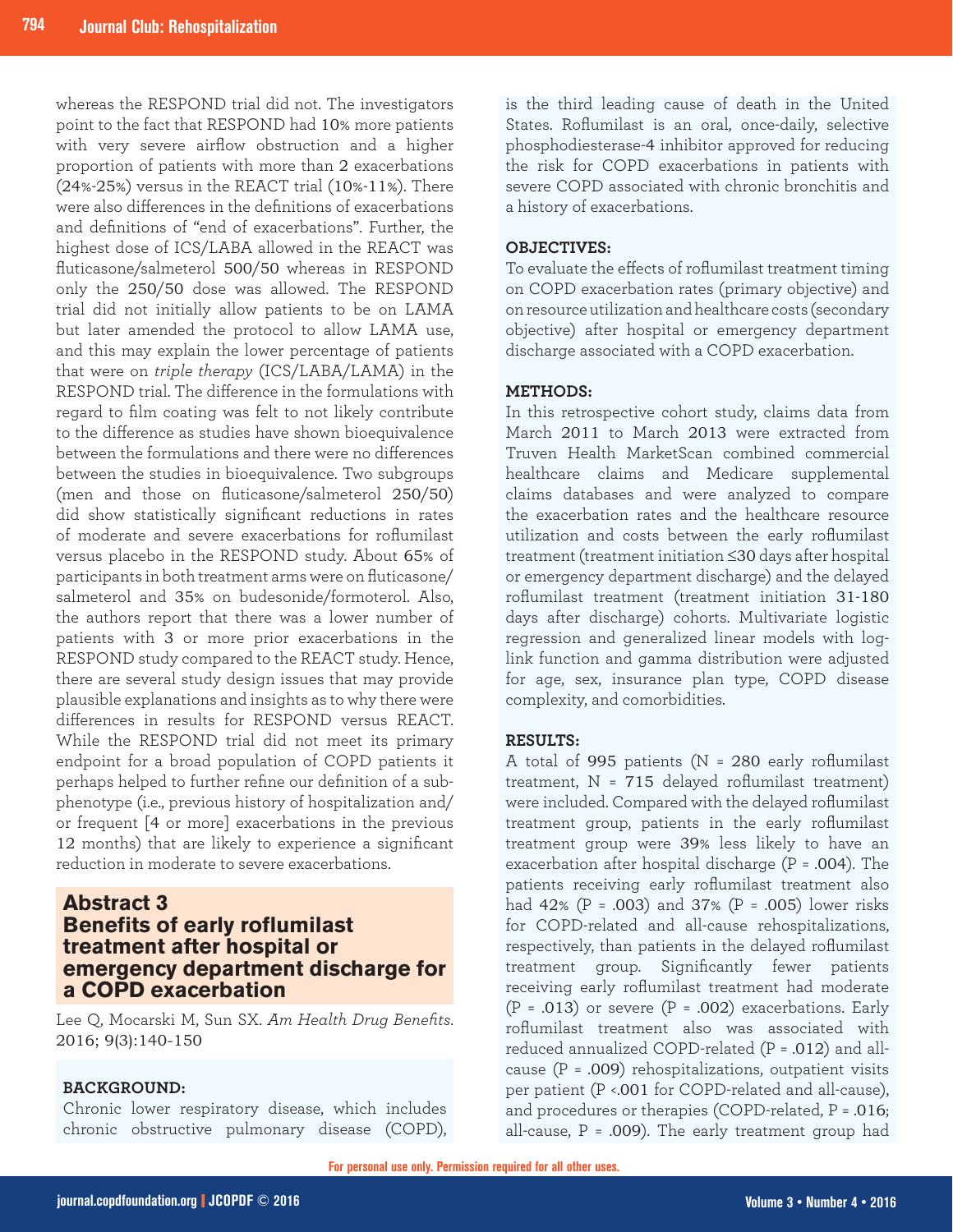whereas the RESPOND trial did not. The investigators point to the fact that RESPOND had 10% more patients with very severe airflow obstruction and a higher proportion of patients with more than 2 exacerbations (24%-25%) versus in the REACT trial (10%-11%). There were also differences in the definitions of exacerbations and definitions of "end of exacerbations". Further, the highest dose of ICS/LABA allowed in the REACT was fluticasone/salmeterol 500/50 whereas in RESPOND only the 250/50 dose was allowed. The RESPOND trial did not initially allow patients to be on LAMA but later amended the protocol to allow LAMA use, and this may explain the lower percentage of patients that were on *triple therapy* (ICS/LABA/LAMA) in the RESPOND trial. The difference in the formulations with regard to film coating was felt to not likely contribute to the difference as studies have shown bioequivalence between the formulations and there were no differences between the studies in bioequivalence. Two subgroups (men and those on fluticasone/salmeterol 250/50) did show statistically significant reductions in rates of moderate and severe exacerbations for roflumilast versus placebo in the RESPOND study. About 65% of participants in both treatment arms were on fluticasone/salmeterol and 35% on budesonide/formoterol. Also, the authors report that there was a lower number of patients with 3 or more prior exacerbations in the RESPOND study compared to the REACT study. Hence, there are several study design issues that may provide plausible explanations and insights as to why there were differences in results for RESPOND versus REACT. While the RESPOND trial did not meet its primary endpoint for a broad population of COPD patients it perhaps helped to further refine our definition of a sub-phenotype (i.e., previous history of hospitalization and/or frequent [4 or more] exacerbations in the previous 12 months) that are likely to experience a significant reduction in moderate to severe exacerbations.

## Abstract 3
## Benefits of early roflumilast treatment after hospital or emergency department discharge for a COPD exacerbation

Lee Q, Mocarski M, Sun SX. *Am Health Drug Benefits*. 2016; 9(3):140-150

**BACKGROUND:**
Chronic lower respiratory disease, which includes chronic obstructive pulmonary disease (COPD), is the third leading cause of death in the United States. Roflumilast is an oral, once-daily, selective phosphodiesterase-4 inhibitor approved for reducing the risk for COPD exacerbations in patients with severe COPD associated with chronic bronchitis and a history of exacerbations.

**OBJECTIVES:**
To evaluate the effects of roflumilast treatment timing on COPD exacerbation rates (primary objective) and on resource utilization and healthcare costs (secondary objective) after hospital or emergency department discharge associated with a COPD exacerbation.

**METHODS:**
In this retrospective cohort study, claims data from March 2011 to March 2013 were extracted from Truven Health MarketScan combined commercial healthcare claims and Medicare supplemental claims databases and were analyzed to compare the exacerbation rates and the healthcare resource utilization and costs between the early roflumilast treatment (treatment initiation ≤30 days after hospital or emergency department discharge) and the delayed roflumilast treatment (treatment initiation 31-180 days after discharge) cohorts. Multivariate logistic regression and generalized linear models with log-link function and gamma distribution were adjusted for age, sex, insurance plan type, COPD disease complexity, and comorbidities.

**RESULTS:**
A total of 995 patients (N = 280 early roflumilast treatment, N = 715 delayed roflumilast treatment) were included. Compared with the delayed roflumilast treatment group, patients in the early roflumilast treatment group were 39% less likely to have an exacerbation after hospital discharge ($P = .004$). The patients receiving early roflumilast treatment also had 42% ($P = .003$) and 37% ($P = .005$) lower risks for COPD-related and all-cause rehospitalizations, respectively, than patients in the delayed roflumilast treatment group. Significantly fewer patients receiving early roflumilast treatment had moderate ($P = .013$) or severe ($P = .002$) exacerbations. Early roflumilast treatment also was associated with reduced annualized COPD-related ($P = .012$) and all-cause ($P = .009$) rehospitalizations, outpatient visits per patient ($P < .001$ for COPD-related and all-cause), and procedures or therapies (COPD-related, $P = .016$; all-cause, $P = .009$). The early treatment group had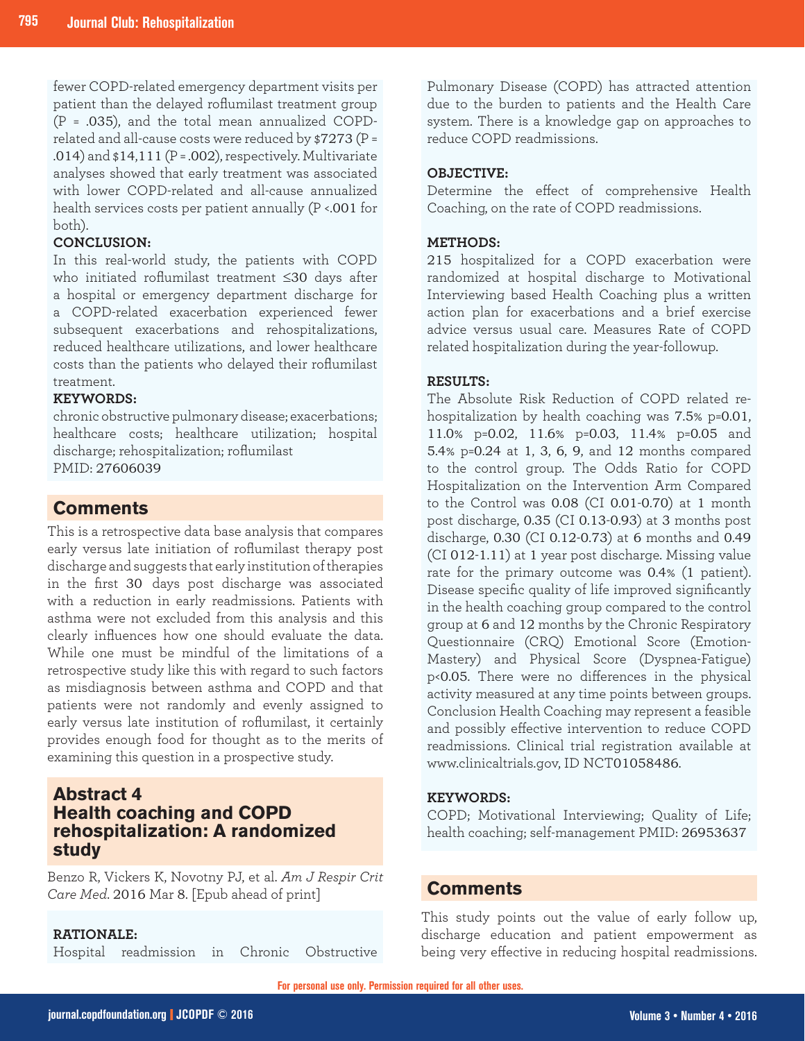fewer COPD-related emergency department visits per patient than the delayed roflumilast treatment group (P = .035), and the total mean annualized COPD-related and all-cause costs were reduced by $7273 (P = .014) and $14,111 (P = .002), respectively. Multivariate analyses showed that early treatment was associated with lower COPD-related and all-cause annualized health services costs per patient annually (P <.001 for both).

**CONCLUSION:**

In this real-world study, the patients with COPD who initiated roflumilast treatment ≤30 days after a hospital or emergency department discharge for a COPD-related exacerbation experienced fewer subsequent exacerbations and rehospitalizations, reduced healthcare utilizations, and lower healthcare costs than the patients who delayed their roflumilast treatment.

**KEYWORDS:**

chronic obstructive pulmonary disease; exacerbations; healthcare costs; healthcare utilization; hospital discharge; rehospitalization; roflumilast

PMID: 27606039

## Comments

This is a retrospective data base analysis that compares early versus late initiation of roflumilast therapy post discharge and suggests that early institution of therapies in the first 30 days post discharge was associated with a reduction in early readmissions. Patients with asthma were not excluded from this analysis and this clearly influences how one should evaluate the data. While one must be mindful of the limitations of a retrospective study like this with regard to such factors as misdiagnosis between asthma and COPD and that patients were not randomly and evenly assigned to early versus late institution of roflumilast, it certainly provides enough food for thought as to the merits of examining this question in a prospective study.

## Abstract 4
## Health coaching and COPD rehospitalization: A randomized study

Benzo R, Vickers K, Novotny PJ, et al. *Am J Respir Crit Care Med.* 2016 Mar 8. [Epub ahead of print]

**RATIONALE:**

Hospital readmission in Chronic Obstructive Pulmonary Disease (COPD) has attracted attention due to the burden to patients and the Health Care system. There is a knowledge gap on approaches to reduce COPD readmissions.

**OBJECTIVE:**

Determine the effect of comprehensive Health Coaching, on the rate of COPD readmissions.

**METHODS:**

215 hospitalized for a COPD exacerbation were randomized at hospital discharge to Motivational Interviewing based Health Coaching plus a written action plan for exacerbations and a brief exercise advice versus usual care. Measures Rate of COPD related hospitalization during the year-followup.

**RESULTS:**

The Absolute Risk Reduction of COPD related re-hospitalization by health coaching was 7.5% p=0.01, 11.0% p=0.02, 11.6% p=0.03, 11.4% p=0.05 and 5.4% p=0.24 at 1, 3, 6, 9, and 12 months compared to the control group. The Odds Ratio for COPD Hospitalization on the Intervention Arm Compared to the Control was 0.08 (CI 0.01-0.70) at 1 month post discharge, 0.35 (CI 0.13-0.93) at 3 months post discharge, 0.30 (CI 0.12-0.73) at 6 months and 0.49 (CI 012-1.11) at 1 year post discharge. Missing value rate for the primary outcome was 0.4% (1 patient). Disease specific quality of life improved significantly in the health coaching group compared to the control group at 6 and 12 months by the Chronic Respiratory Questionnaire (CRQ) Emotional Score (Emotion-Mastery) and Physical Score (Dyspnea-Fatigue) $p<0.05$. There were no differences in the physical activity measured at any time points between groups. Conclusion Health Coaching may represent a feasible and possibly effective intervention to reduce COPD readmissions. Clinical trial registration available at www.clinicaltrials.gov, ID NCT01058486.

**KEYWORDS:**

COPD; Motivational Interviewing; Quality of Life; health coaching; self-management PMID: 26953637

## Comments

This study points out the value of early follow up, discharge education and patient empowerment as being very effective in reducing hospital readmissions.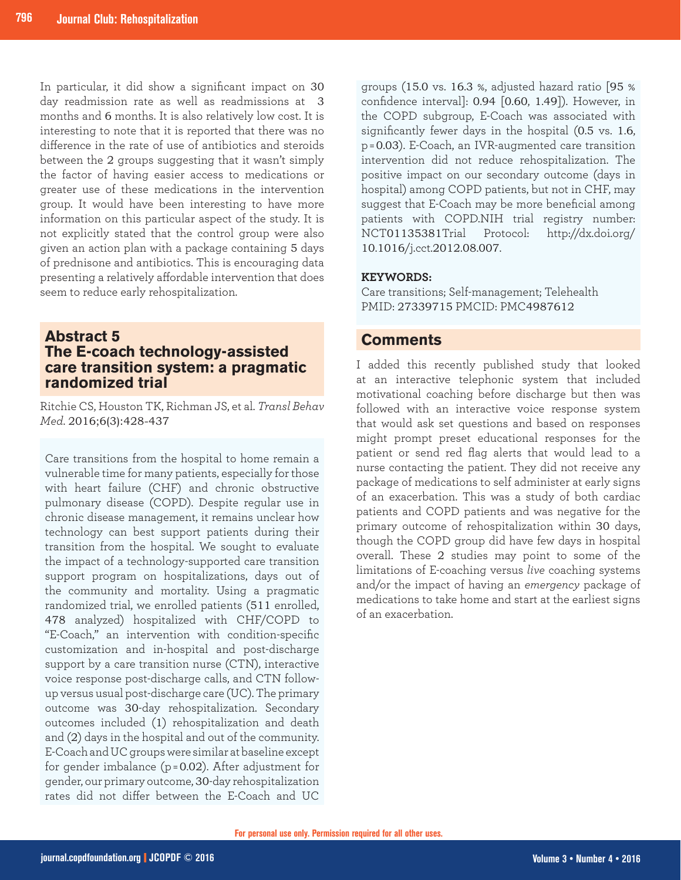In particular, it did show a significant impact on 30 day readmission rate as well as readmissions at 3 months and 6 months. It is also relatively low cost. It is interesting to note that it is reported that there was no difference in the rate of use of antibiotics and steroids between the 2 groups suggesting that it wasn't simply the factor of having easier access to medications or greater use of these medications in the intervention group. It would have been interesting to have more information on this particular aspect of the study. It is not explicitly stated that the control group were also given an action plan with a package containing 5 days of prednisone and antibiotics. This is encouraging data presenting a relatively affordable intervention that does seem to reduce early rehospitalization.

## Abstract 5
## The E-coach technology-assisted care transition system: a pragmatic randomized trial

Ritchie CS, Houston TK, Richman JS, et al. *Transl Behav Med.* 2016;6(3):428-437

Care transitions from the hospital to home remain a vulnerable time for many patients, especially for those with heart failure (CHF) and chronic obstructive pulmonary disease (COPD). Despite regular use in chronic disease management, it remains unclear how technology can best support patients during their transition from the hospital. We sought to evaluate the impact of a technology-supported care transition support program on hospitalizations, days out of the community and mortality. Using a pragmatic randomized trial, we enrolled patients (511 enrolled, 478 analyzed) hospitalized with CHF/COPD to "E-Coach," an intervention with condition-specific customization and in-hospital and post-discharge support by a care transition nurse (CTN), interactive voice response post-discharge calls, and CTN follow-up versus usual post-discharge care (UC). The primary outcome was 30-day rehospitalization. Secondary outcomes included (1) rehospitalization and death and (2) days in the hospital and out of the community. E-Coach and UC groups were similar at baseline except for gender imbalance ($p=0.02$). After adjustment for gender, our primary outcome, 30-day rehospitalization rates did not differ between the E-Coach and UC groups (15.0 vs. 16.3 %, adjusted hazard ratio [95 % confidence interval]: 0.94 [0.60, 1.49]). However, in the COPD subgroup, E-Coach was associated with significantly fewer days in the hospital (0.5 vs. 1.6, $p=0.03$). E-Coach, an IVR-augmented care transition intervention did not reduce rehospitalization. The positive impact on our secondary outcome (days in hospital) among COPD patients, but not in CHF, may suggest that E-Coach may be more beneficial among patients with COPD.NIH trial registry number: NCT01135381Trial Protocol: http://dx.doi.org/10.1016/j.cct.2012.08.007.

**KEYWORDS:**
Care transitions; Self-management; Telehealth
PMID: 27339715 PMCID: PMC4987612

## Comments

I added this recently published study that looked at an interactive telephonic system that included motivational coaching before discharge but then was followed with an interactive voice response system that would ask set questions and based on responses might prompt preset educational responses for the patient or send red flag alerts that would lead to a nurse contacting the patient. They did not receive any package of medications to self administer at early signs of an exacerbation. This was a study of both cardiac patients and COPD patients and was negative for the primary outcome of rehospitalization within 30 days, though the COPD group did have few days in hospital overall. These 2 studies may point to some of the limitations of E-coaching versus *live* coaching systems and/or the impact of having an *emergency* package of medications to take home and start at the earliest signs of an exacerbation.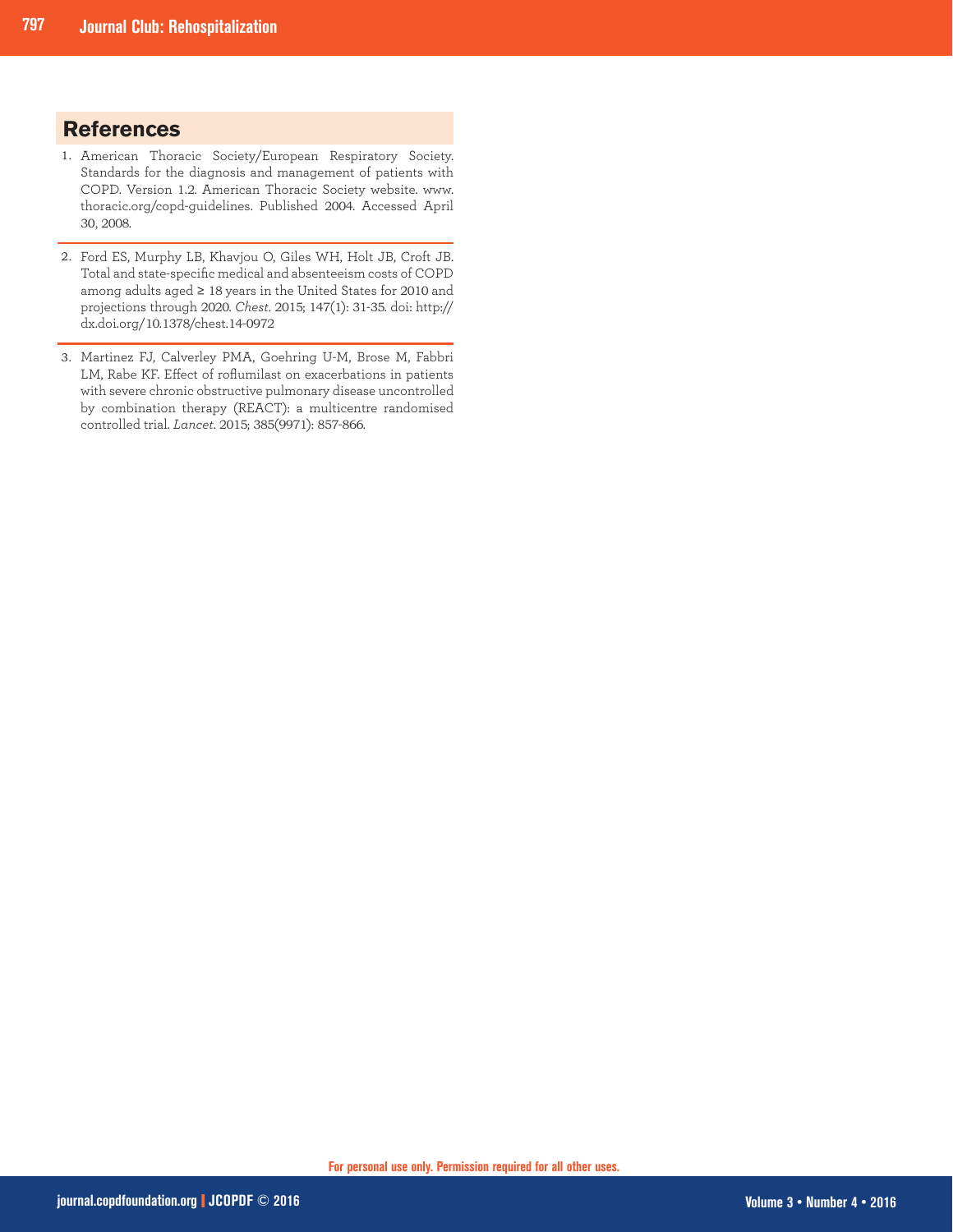## References

1. American Thoracic Society/European Respiratory Society. Standards for the diagnosis and management of patients with COPD. Version 1.2. American Thoracic Society website. www.thoracic.org/copd-guidelines. Published 2004. Accessed April 30, 2008.
2. Ford ES, Murphy LB, Khavjou O, Giles WH, Holt JB, Croft JB. Total and state-specific medical and absenteeism costs of COPD among adults aged ≥ 18 years in the United States for 2010 and projections through 2020. *Chest*. 2015; 147(1): 31-35. doi: http://dx.doi.org/10.1378/chest.14-0972
3. Martinez FJ, Calverley PMA, Goehring U-M, Brose M, Fabbri LM, Rabe KF. Effect of roflumilast on exacerbations in patients with severe chronic obstructive pulmonary disease uncontrolled by combination therapy (REACT): a multicentre randomised controlled trial. *Lancet*. 2015; 385(9971): 857-866.